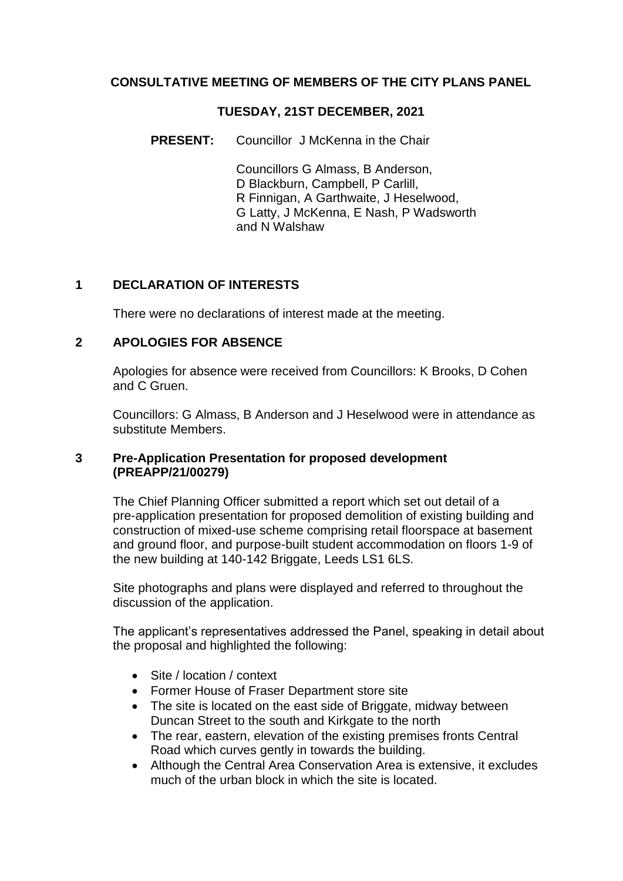# CONSULTATIVE MEETING OF MEMBERS OF THE CITY PLANS PANEL

## TUESDAY, 21ST DECEMBER, 2021

**PRESENT:** Councillor J McKenna in the Chair

Councillors G Almass, B Anderson, D Blackburn, Campbell, P Carlill, R Finnigan, A Garthwaite, J Heselwood, G Latty, J McKenna, E Nash, P Wadsworth and N Walshaw

## 1 DECLARATION OF INTERESTS

There were no declarations of interest made at the meeting.

## 2 APOLOGIES FOR ABSENCE

Apologies for absence were received from Councillors: K Brooks, D Cohen and C Gruen.

Councillors: G Almass, B Anderson and J Heselwood were in attendance as substitute Members.

## 3 Pre-Application Presentation for proposed development (PREAPP/21/00279)

The Chief Planning Officer submitted a report which set out detail of a pre-application presentation for proposed demolition of existing building and construction of mixed-use scheme comprising retail floorspace at basement and ground floor, and purpose-built student accommodation on floors 1-9 of the new building at 140-142 Briggate, Leeds LS1 6LS.

Site photographs and plans were displayed and referred to throughout the discussion of the application.

The applicant's representatives addressed the Panel, speaking in detail about the proposal and highlighted the following:

- Site / location / context
- Former House of Fraser Department store site
- The site is located on the east side of Briggate, midway between Duncan Street to the south and Kirkgate to the north
- The rear, eastern, elevation of the existing premises fronts Central Road which curves gently in towards the building.
- Although the Central Area Conservation Area is extensive, it excludes much of the urban block in which the site is located.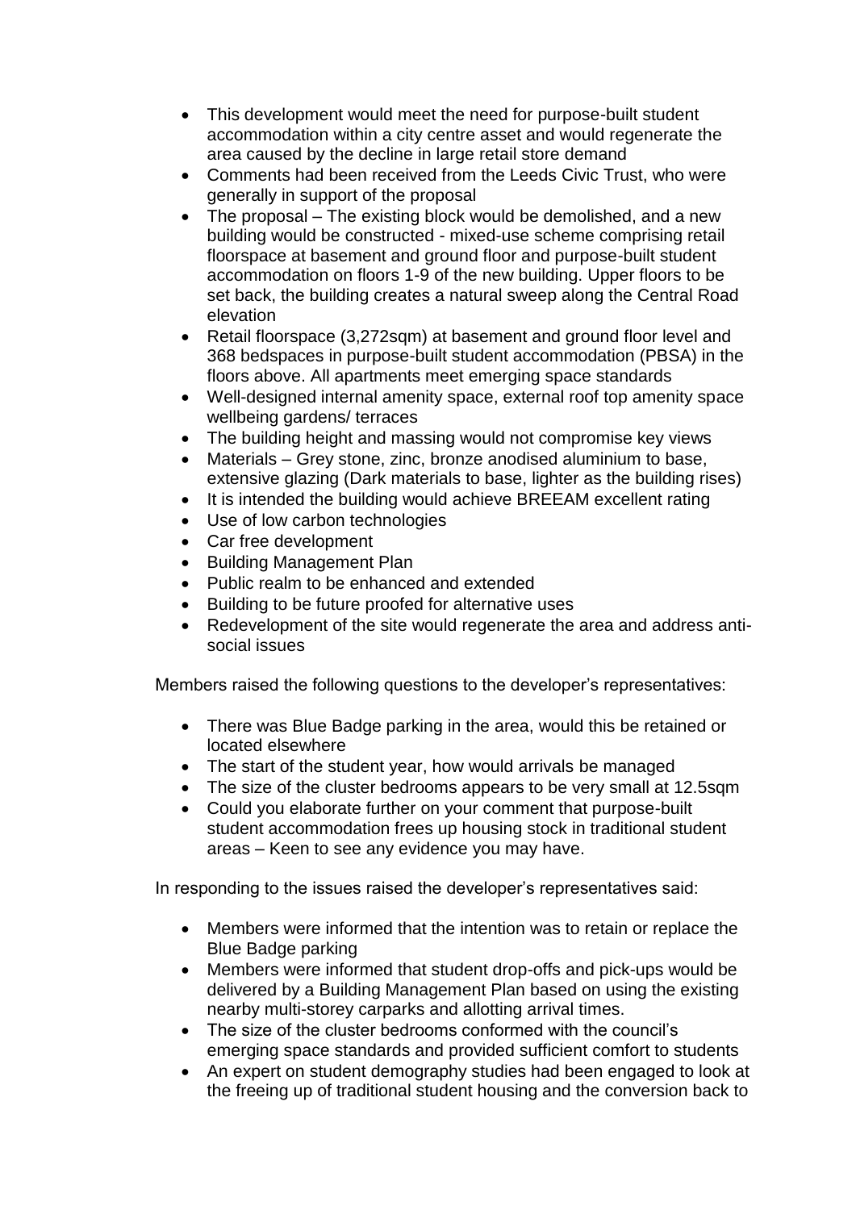- This development would meet the need for purpose-built student accommodation within a city centre asset and would regenerate the area caused by the decline in large retail store demand
- Comments had been received from the Leeds Civic Trust, who were generally in support of the proposal
- The proposal – The existing block would be demolished, and a new building would be constructed - mixed-use scheme comprising retail floorspace at basement and ground floor and purpose-built student accommodation on floors 1-9 of the new building. Upper floors to be set back, the building creates a natural sweep along the Central Road elevation
- Retail floorspace (3,272sqm) at basement and ground floor level and 368 bedspaces in purpose-built student accommodation (PBSA) in the floors above. All apartments meet emerging space standards
- Well-designed internal amenity space, external roof top amenity space wellbeing gardens/ terraces
- The building height and massing would not compromise key views
- Materials – Grey stone, zinc, bronze anodised aluminium to base, extensive glazing (Dark materials to base, lighter as the building rises)
- It is intended the building would achieve BREEAM excellent rating
- Use of low carbon technologies
- Car free development
- Building Management Plan
- Public realm to be enhanced and extended
- Building to be future proofed for alternative uses
- Redevelopment of the site would regenerate the area and address anti-social issues

Members raised the following questions to the developer's representatives:

- There was Blue Badge parking in the area, would this be retained or located elsewhere
- The start of the student year, how would arrivals be managed
- The size of the cluster bedrooms appears to be very small at 12.5sqm
- Could you elaborate further on your comment that purpose-built student accommodation frees up housing stock in traditional student areas – Keen to see any evidence you may have.

In responding to the issues raised the developer's representatives said:

- Members were informed that the intention was to retain or replace the Blue Badge parking
- Members were informed that student drop-offs and pick-ups would be delivered by a Building Management Plan based on using the existing nearby multi-storey carparks and allotting arrival times.
- The size of the cluster bedrooms conformed with the council's emerging space standards and provided sufficient comfort to students
- An expert on student demography studies had been engaged to look at the freeing up of traditional student housing and the conversion back to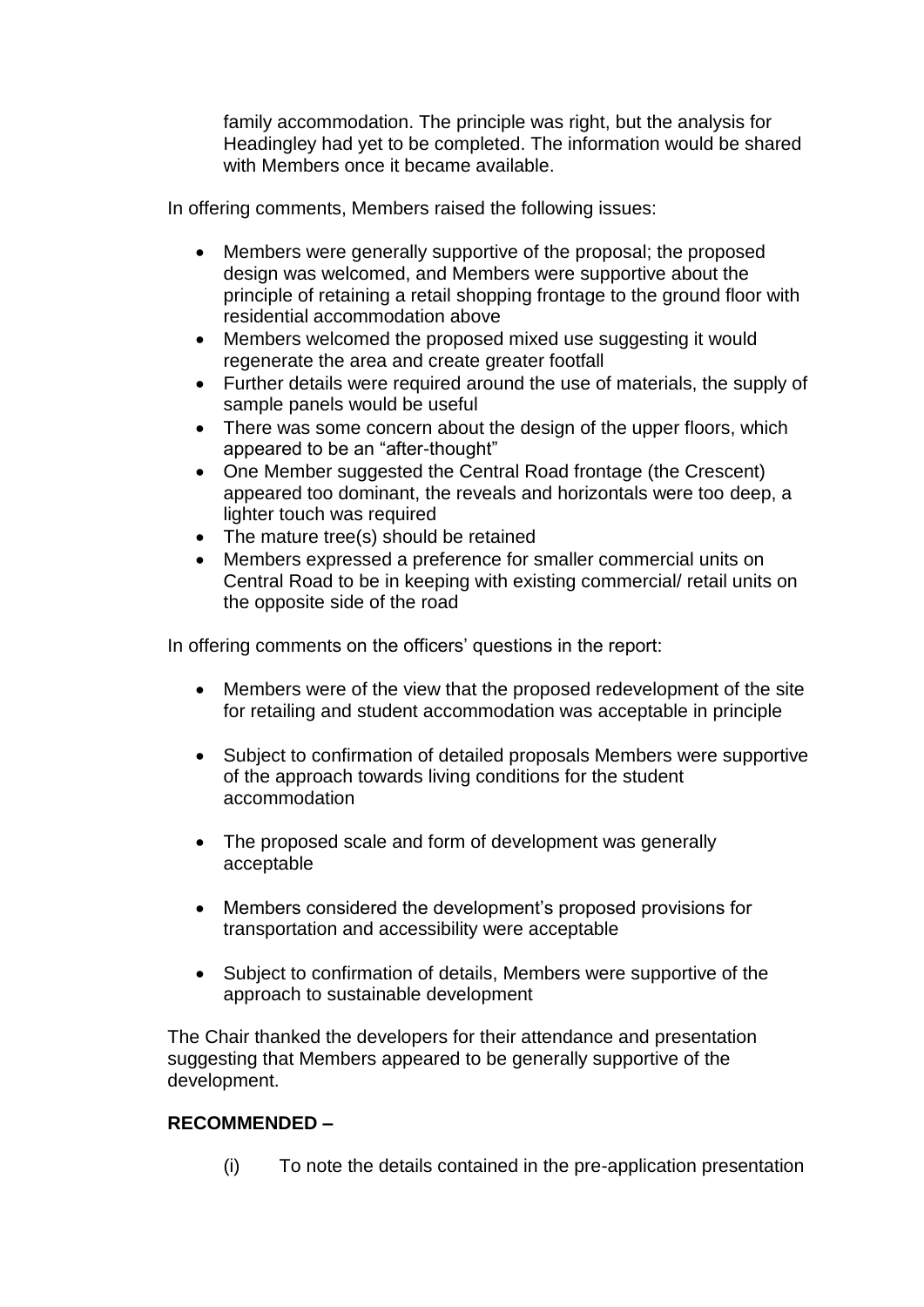family accommodation. The principle was right, but the analysis for Headingley had yet to be completed. The information would be shared with Members once it became available.

In offering comments, Members raised the following issues:

- Members were generally supportive of the proposal; the proposed design was welcomed, and Members were supportive about the principle of retaining a retail shopping frontage to the ground floor with residential accommodation above
- Members welcomed the proposed mixed use suggesting it would regenerate the area and create greater footfall
- Further details were required around the use of materials, the supply of sample panels would be useful
- There was some concern about the design of the upper floors, which appeared to be an "after-thought"
- One Member suggested the Central Road frontage (the Crescent) appeared too dominant, the reveals and horizontals were too deep, a lighter touch was required
- The mature tree(s) should be retained
- Members expressed a preference for smaller commercial units on Central Road to be in keeping with existing commercial/ retail units on the opposite side of the road

In offering comments on the officers' questions in the report:

- Members were of the view that the proposed redevelopment of the site for retailing and student accommodation was acceptable in principle
- Subject to confirmation of detailed proposals Members were supportive of the approach towards living conditions for the student accommodation
- The proposed scale and form of development was generally acceptable
- Members considered the development's proposed provisions for transportation and accessibility were acceptable
- Subject to confirmation of details, Members were supportive of the approach to sustainable development

The Chair thanked the developers for their attendance and presentation suggesting that Members appeared to be generally supportive of the development.

**RECOMMENDED –**

(i) To note the details contained in the pre-application presentation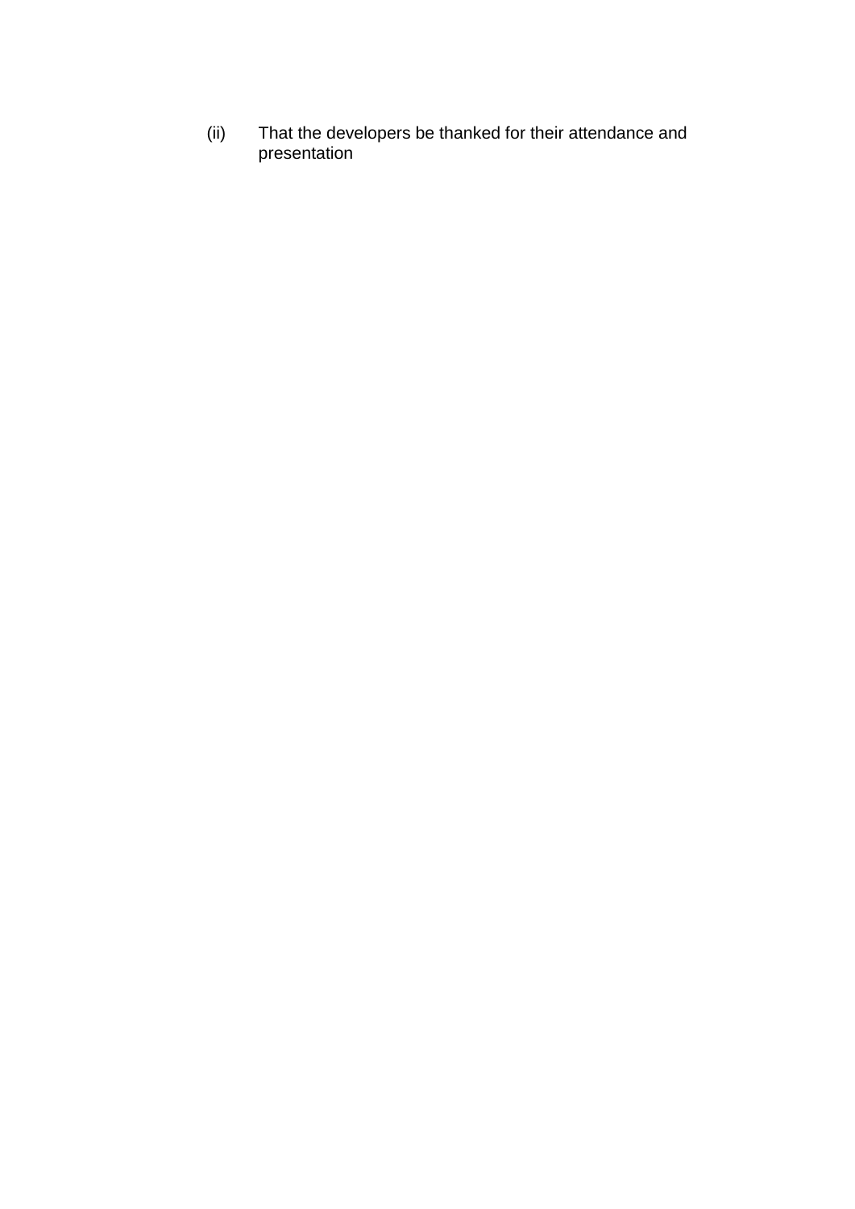(ii) That the developers be thanked for their attendance and presentation